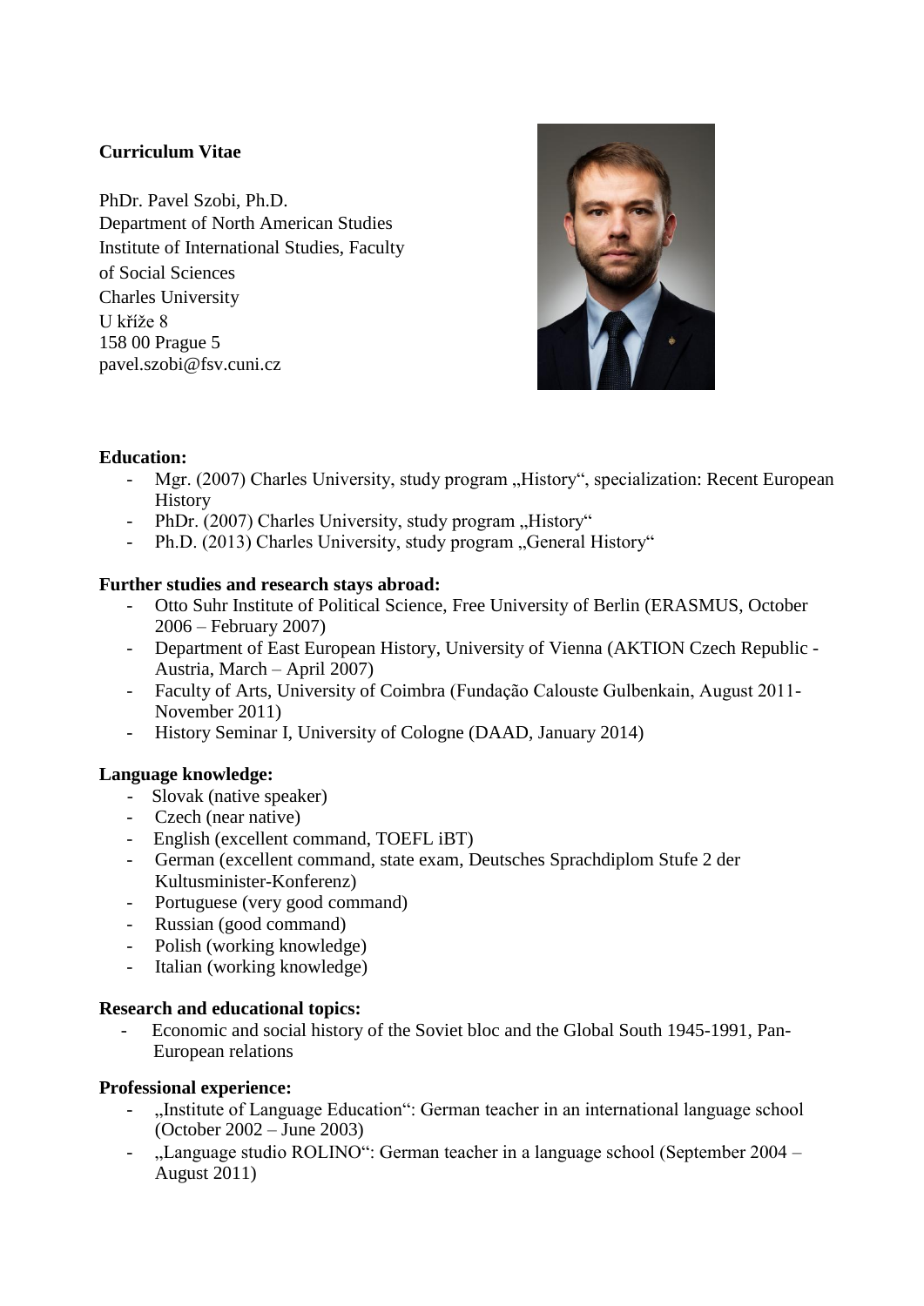**Curriculum Vitae**

PhDr. Pavel Szobi, Ph.D.
Department of North American Studies
Institute of International Studies, Faculty of Social Sciences
Charles University
U kříže 8
158 00 Prague 5
pavel.szobi@fsv.cuni.cz

**Education:**

- Mgr. (2007) Charles University, study program „History“, specialization: Recent European History
- PhDr. (2007) Charles University, study program „History“
- Ph.D. (2013) Charles University, study program „General History“

**Further studies and research stays abroad:**

- Otto Suhr Institute of Political Science, Free University of Berlin (ERASMUS, October 2006 – February 2007)
- Department of East European History, University of Vienna (AKTION Czech Republic - Austria, March – April 2007)
- Faculty of Arts, University of Coimbra (Fundação Calouste Gulbenkain, August 2011- November 2011)
- History Seminar I, University of Cologne (DAAD, January 2014)

**Language knowledge:**

- Slovak (native speaker)
- Czech (near native)
- English (excellent command, TOEFL iBT)
- German (excellent command, state exam, Deutsches Sprachdiplom Stufe 2 der Kultusminister-Konferenz)
- Portuguese (very good command)
- Russian (good command)
- Polish (working knowledge)
- Italian (working knowledge)

**Research and educational topics:**

- Economic and social history of the Soviet bloc and the Global South 1945-1991, Pan-European relations

**Professional experience:**

- „Institute of Language Education“: German teacher in an international language school (October 2002 – June 2003)
- „Language studio ROLINO“: German teacher in a language school (September 2004 – August 2011)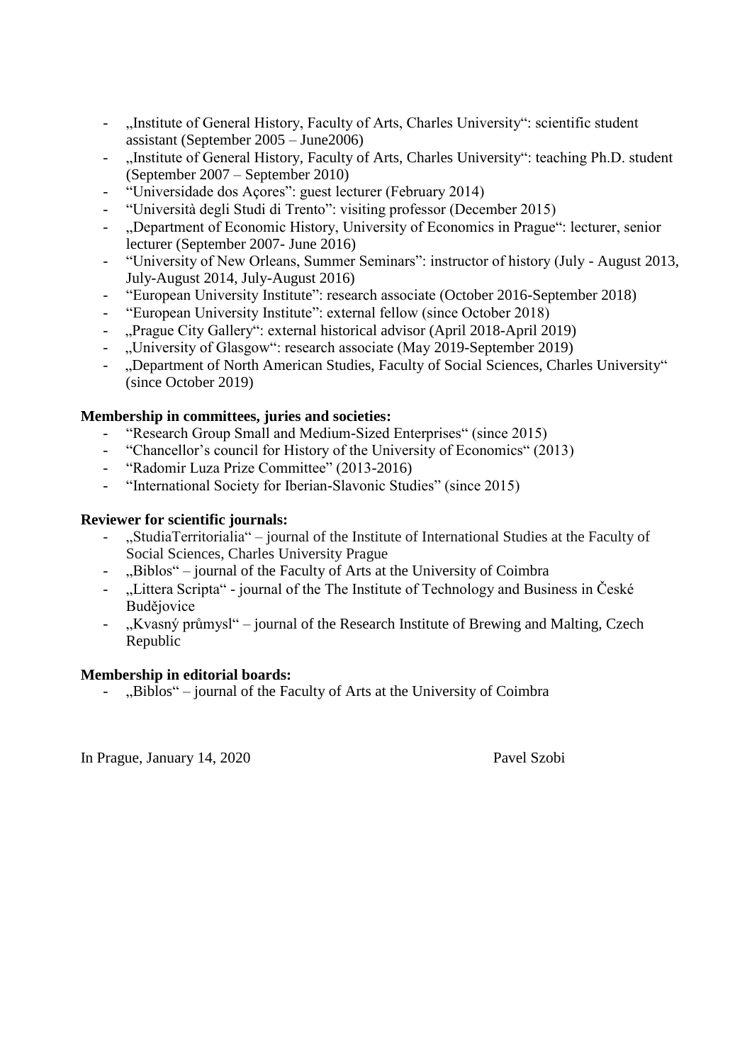- „Institute of General History, Faculty of Arts, Charles University": scientific student assistant (September 2005 – June2006)
- „Institute of General History, Faculty of Arts, Charles University": teaching Ph.D. student (September 2007 – September 2010)
- "Universidade dos Açores": guest lecturer (February 2014)
- "Università degli Studi di Trento": visiting professor (December 2015)
- „Department of Economic History, University of Economics in Prague": lecturer, senior lecturer (September 2007- June 2016)
- "University of New Orleans, Summer Seminars": instructor of history (July - August 2013, July-August 2014, July-August 2016)
- "European University Institute": research associate (October 2016-September 2018)
- "European University Institute": external fellow (since October 2018)
- „Prague City Gallery": external historical advisor (April 2018-April 2019)
- „University of Glasgow": research associate (May 2019-September 2019)
- „Department of North American Studies, Faculty of Social Sciences, Charles University" (since October 2019)

**Membership in committees, juries and societies:**

- "Research Group Small and Medium-Sized Enterprises" (since 2015)
- "Chancellor's council for History of the University of Economics" (2013)
- "Radomir Luza Prize Committee" (2013-2016)
- "International Society for Iberian-Slavonic Studies" (since 2015)

**Reviewer for scientific journals:**

- „StudiaTerritorialia" – journal of the Institute of International Studies at the Faculty of Social Sciences, Charles University Prague
- „Biblos" – journal of the Faculty of Arts at the University of Coimbra
- „Littera Scripta" - journal of the The Institute of Technology and Business in České Budějovice
- „Kvasný průmysl" – journal of the Research Institute of Brewing and Malting, Czech Republic

**Membership in editorial boards:**

- „Biblos" – journal of the Faculty of Arts at the University of Coimbra

In Prague, January 14, 2020 Pavel Szobi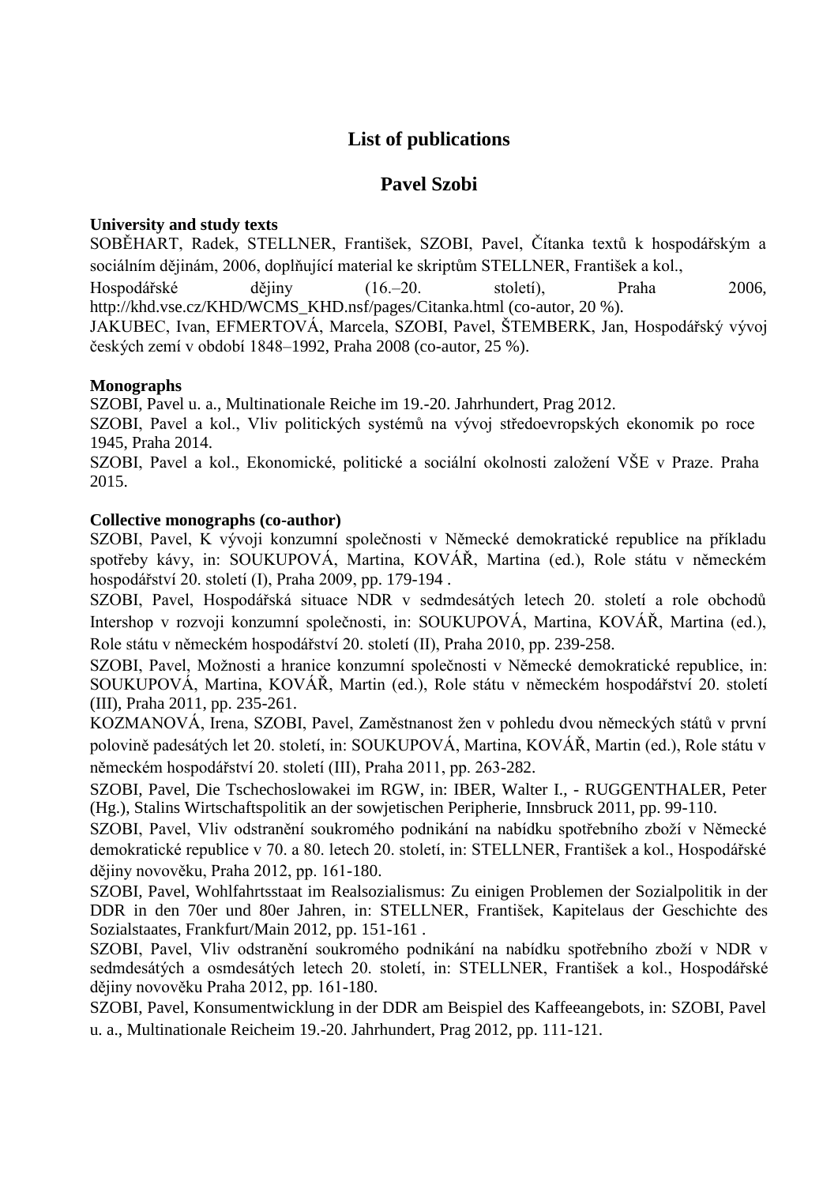# List of publications

## Pavel Szobi

**University and study texts**

SOBĚHART, Radek, STELLNER, František, SZOBI, Pavel, Čítanka textů k hospodářským a sociálním dějinám, 2006, doplňující material ke skriptům STELLNER, František a kol., Hospodářské dějiny (16.–20. století), Praha 2006, http://khd.vse.cz/KHD/WCMS_KHD.nsf/pages/Citanka.html (co-autor, 20 %).

JAKUBEC, Ivan, EFMERTOVÁ, Marcela, SZOBI, Pavel, ŠTEMBERK, Jan, Hospodářský vývoj českých zemí v období 1848–1992, Praha 2008 (co-autor, 25 %).

**Monographs**

SZOBI, Pavel u. a., Multinationale Reiche im 19.-20. Jahrhundert, Prag 2012.

SZOBI, Pavel a kol., Vliv politických systémů na vývoj středoevropských ekonomik po roce 1945, Praha 2014.

SZOBI, Pavel a kol., Ekonomické, politické a sociální okolnosti založení VŠE v Praze. Praha 2015.

**Collective monographs (co-author)**

SZOBI, Pavel, K vývoji konzumní společnosti v Německé demokratické republice na příkladu spotřeby kávy, in: SOUKUPOVÁ, Martina, KOVÁŘ, Martina (ed.), Role státu v německém hospodářství 20. století (I), Praha 2009, pp. 179-194 .

SZOBI, Pavel, Hospodářská situace NDR v sedmdesátých letech 20. století a role obchodů Intershop v rozvoji konzumní společnosti, in: SOUKUPOVÁ, Martina, KOVÁŘ, Martina (ed.), Role státu v německém hospodářství 20. století (II), Praha 2010, pp. 239-258.

SZOBI, Pavel, Možnosti a hranice konzumní společnosti v Německé demokratické republice, in: SOUKUPOVÁ, Martina, KOVÁŘ, Martin (ed.), Role státu v německém hospodářství 20. století (III), Praha 2011, pp. 235-261.

KOZMANOVÁ, Irena, SZOBI, Pavel, Zaměstnanost žen v pohledu dvou německých států v první polovině padesátých let 20. století, in: SOUKUPOVÁ, Martina, KOVÁŘ, Martin (ed.), Role státu v německém hospodářství 20. století (III), Praha 2011, pp. 263-282.

SZOBI, Pavel, Die Tschechoslowakei im RGW, in: IBER, Walter I., - RUGGENTHALER, Peter (Hg.), Stalins Wirtschaftspolitik an der sowjetischen Peripherie, Innsbruck 2011, pp. 99-110.

SZOBI, Pavel, Vliv odstranění soukromého podnikání na nabídku spotřebního zboží v Německé demokratické republice v 70. a 80. letech 20. století, in: STELLNER, František a kol., Hospodářské dějiny novověku, Praha 2012, pp. 161-180.

SZOBI, Pavel, Wohlfahrtsstaat im Realsozialismus: Zu einigen Problemen der Sozialpolitik in der DDR in den 70er und 80er Jahren, in: STELLNER, František, Kapitelaus der Geschichte des Sozialstaates, Frankfurt/Main 2012, pp. 151-161 .

SZOBI, Pavel, Vliv odstranění soukromého podnikání na nabídku spotřebního zboží v NDR v sedmdesátých a osmdesátých letech 20. století, in: STELLNER, František a kol., Hospodářské dějiny novověku Praha 2012, pp. 161-180.

SZOBI, Pavel, Konsumentwicklung in der DDR am Beispiel des Kaffeeangebots, in: SZOBI, Pavel u. a., Multinationale Reicheim 19.-20. Jahrhundert, Prag 2012, pp. 111-121.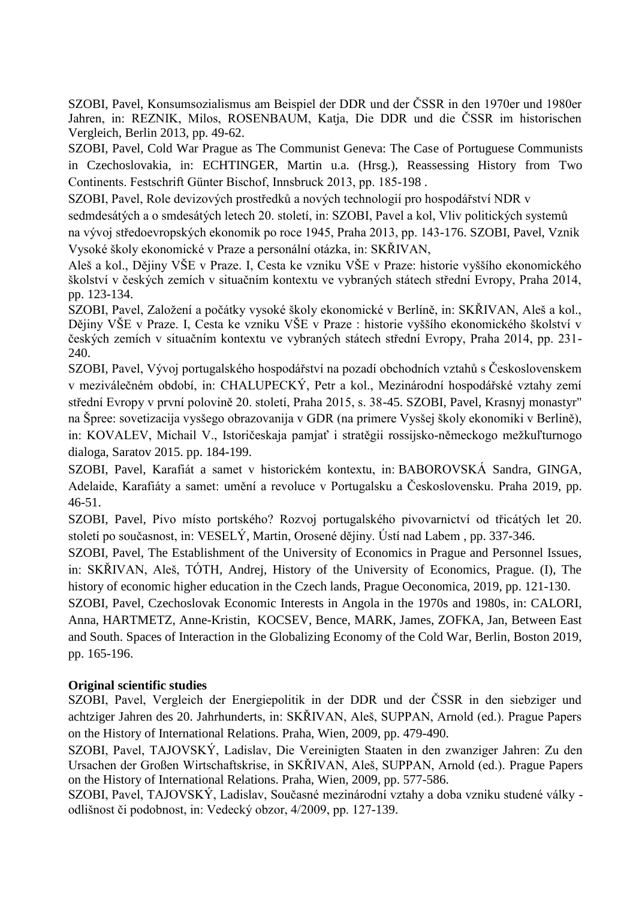SZOBI, Pavel, Konsumsozialismus am Beispiel der DDR und der ČSSR in den 1970er und 1980er Jahren, in: REZNIK, Milos, ROSENBAUM, Katja, Die DDR und die ČSSR im historischen Vergleich, Berlin 2013, pp. 49-62.

SZOBI, Pavel, Cold War Prague as The Communist Geneva: The Case of Portuguese Communists in Czechoslovakia, in: ECHTINGER, Martin u.a. (Hrsg.), Reassessing History from Two Continents. Festschrift Günter Bischof, Innsbruck 2013, pp. 185-198 .

SZOBI, Pavel, Role devizových prostředků a nových technologií pro hospodářství NDR v sedmdesátých a o smdesátých letech 20. století, in: SZOBI, Pavel a kol, Vliv politických systémů na vývoj středoevropských ekonomik po roce 1945, Praha 2013, pp. 143-176. SZOBI, Pavel, Vznik Vysoké školy ekonomické v Praze a personální otázka, in: SKŘIVAN, Aleš a kol., Dějiny VŠE v Praze. I, Cesta ke vzniku VŠE v Praze: historie vyššího ekonomického školství v českých zemích v situačním kontextu ve vybraných státech střední Evropy, Praha 2014, pp. 123-134.

SZOBI, Pavel, Založení a počátky vysoké školy ekonomické v Berlíně, in: SKŘIVAN, Aleš a kol., Dějiny VŠE v Praze. I, Cesta ke vzniku VŠE v Praze : historie vyššího ekonomického školství v českých zemích v situačním kontextu ve vybraných státech střední Evropy, Praha 2014, pp. 231-240.

SZOBI, Pavel, Vývoj portugalského hospodářství na pozadí obchodních vztahů s Československem v meziválečném období, in: CHALUPECKÝ, Petr a kol., Mezinárodní hospodářské vztahy zemí střední Evropy v první polovině 20. století, Praha 2015, s. 38-45. SZOBI, Pavel, Krasnyj monastyr" na Špree: sovetizacija vyssego obrazovanija v GDR (na primere Vyssej školy ekonomiki v Berlině), in: KOVALEV, Michail V., Istoričeskaja pamjať i stratěgii rossijsko-něměckogo mežkuľturnogo dialoga, Saratov 2015. pp. 184-199.

SZOBI, Pavel, Karafiát a samet v historickém kontextu, in: BABOROVSKÁ Sandra, GINGA, Adelaide, Karafiáty a samet: umění a revoluce v Portugalsku a Československu. Praha 2019, pp. 46-51.

SZOBI, Pavel, Pivo místo portského? Rozvoj portugalského pivovarnictví od třicátých let 20. století po současnost, in: VESELÝ, Martin, Orosené dějiny. Ústí nad Labem , pp. 337-346.

SZOBI, Pavel, The Establishment of the University of Economics in Prague and Personnel Issues, in: SKŘIVAN, Aleš, TÓTH, Andrej, History of the University of Economics, Prague. (I), The history of economic higher education in the Czech lands, Prague Oeconomica, 2019, pp. 121-130.

SZOBI, Pavel, Czechoslovak Economic Interests in Angola in the 1970s and 1980s, in: CALORI, Anna, HARTMETZ, Anne-Kristin, KOCSEV, Bence, MARK, James, ZOFKA, Jan, Between East and South. Spaces of Interaction in the Globalizing Economy of the Cold War, Berlin, Boston 2019, pp. 165-196.

**Original scientific studies**

SZOBI, Pavel, Vergleich der Energiepolitik in der DDR und der ČSSR in den siebziger und achtziger Jahren des 20. Jahrhunderts, in: SKŘIVAN, Aleš, SUPPAN, Arnold (ed.). Prague Papers on the History of International Relations. Praha, Wien, 2009, pp. 479-490.

SZOBI, Pavel, TAJOVSKÝ, Ladislav, Die Vereinigten Staaten in den zwanziger Jahren: Zu den Ursachen der Großen Wirtschaftskrise, in SKŘIVAN, Aleš, SUPPAN, Arnold (ed.). Prague Papers on the History of International Relations. Praha, Wien, 2009, pp. 577-586.

SZOBI, Pavel, TAJOVSKÝ, Ladislav, Současné mezinárodní vztahy a doba vzniku studené války - odlišnost či podobnost, in: Vedecký obzor, 4/2009, pp. 127-139.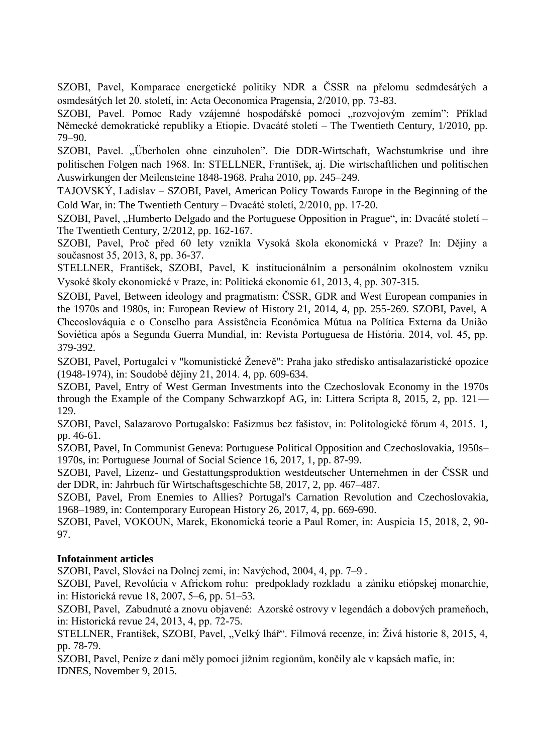SZOBI, Pavel, Komparace energetické politiky NDR a ČSSR na přelomu sedmdesátých a osmdesátých let 20. století, in: Acta Oeconomica Pragensia, 2/2010, pp. 73-83.

SZOBI, Pavel. Pomoc Rady vzájemné hospodářské pomoci „rozvojovým zemím": Příklad Německé demokratické republiky a Etiopie. Dvacáté století – The Twentieth Century, 1/2010, pp. 79–90.

SZOBI, Pavel. „Überholen ohne einzuholen". Die DDR-Wirtschaft, Wachstumkrise und ihre politischen Folgen nach 1968. In: STELLNER, František, aj. Die wirtschaftlichen und politischen Auswirkungen der Meilensteine 1848-1968. Praha 2010, pp. 245–249.

TAJOVSKÝ, Ladislav – SZOBI, Pavel, American Policy Towards Europe in the Beginning of the Cold War, in: The Twentieth Century – Dvacáté století, 2/2010, pp. 17-20.

SZOBI, Pavel, „Humberto Delgado and the Portuguese Opposition in Prague", in: Dvacáté století – The Twentieth Century, 2/2012, pp. 162-167.

SZOBI, Pavel, Proč před 60 lety vznikla Vysoká škola ekonomická v Praze? In: Dějiny a současnost 35, 2013, 8, pp. 36-37.

STELLNER, František, SZOBI, Pavel, K institucionálním a personálním okolnostem vzniku Vysoké školy ekonomické v Praze, in: Politická ekonomie 61, 2013, 4, pp. 307-315.

SZOBI, Pavel, Between ideology and pragmatism: ČSSR, GDR and West European companies in the 1970s and 1980s, in: European Review of History 21, 2014, 4, pp. 255-269. SZOBI, Pavel, A Checoslováquia e o Conselho para Assistência Económica Mútua na Política Externa da União Soviética após a Segunda Guerra Mundial, in: Revista Portuguesa de História. 2014, vol. 45, pp. 379-392.

SZOBI, Pavel, Portugalci v "komunistické Ženevě": Praha jako středisko antisalazaristické opozice (1948-1974), in: Soudobé dějiny 21, 2014. 4, pp. 609-634.

SZOBI, Pavel, Entry of West German Investments into the Czechoslovak Economy in the 1970s through the Example of the Company Schwarzkopf AG, in: Littera Scripta 8, 2015, 2, pp. 121—129.

SZOBI, Pavel, Salazarovo Portugalsko: Fašizmus bez fašistov, in: Politologické fórum 4, 2015. 1, pp. 46-61.

SZOBI, Pavel, In Communist Geneva: Portuguese Political Opposition and Czechoslovakia, 1950s–1970s, in: Portuguese Journal of Social Science 16, 2017, 1, pp. 87-99.

SZOBI, Pavel, Lizenz- und Gestattungsproduktion westdeutscher Unternehmen in der ČSSR und der DDR, in: Jahrbuch für Wirtschaftsgeschichte 58, 2017, 2, pp. 467–487.

SZOBI, Pavel, From Enemies to Allies? Portugal's Carnation Revolution and Czechoslovakia, 1968–1989, in: Contemporary European History 26, 2017, 4, pp. 669-690.

SZOBI, Pavel, VOKOUN, Marek, Ekonomická teorie a Paul Romer, in: Auspicia 15, 2018, 2, 90-97.

**Infotainment articles**

SZOBI, Pavel, Slováci na Dolnej zemi, in: Navýchod, 2004, 4, pp. 7–9 .

SZOBI, Pavel, Revolúcia v Africkom rohu: predpoklady rozkladu a zániku etiópskej monarchie, in: Historická revue 18, 2007, 5–6, pp. 51–53.

SZOBI, Pavel, Zabudnuté a znovu objavené: Azorské ostrovy v legendách a dobových prameňoch, in: Historická revue 24, 2013, 4, pp. 72-75.

STELLNER, František, SZOBI, Pavel, „Velký lhář". Filmová recenze, in: Živá historie 8, 2015, 4, pp. 78-79.

SZOBI, Pavel, Peníze z daní měly pomoci jižním regionům, končily ale v kapsách mafie, in: IDNES, November 9, 2015.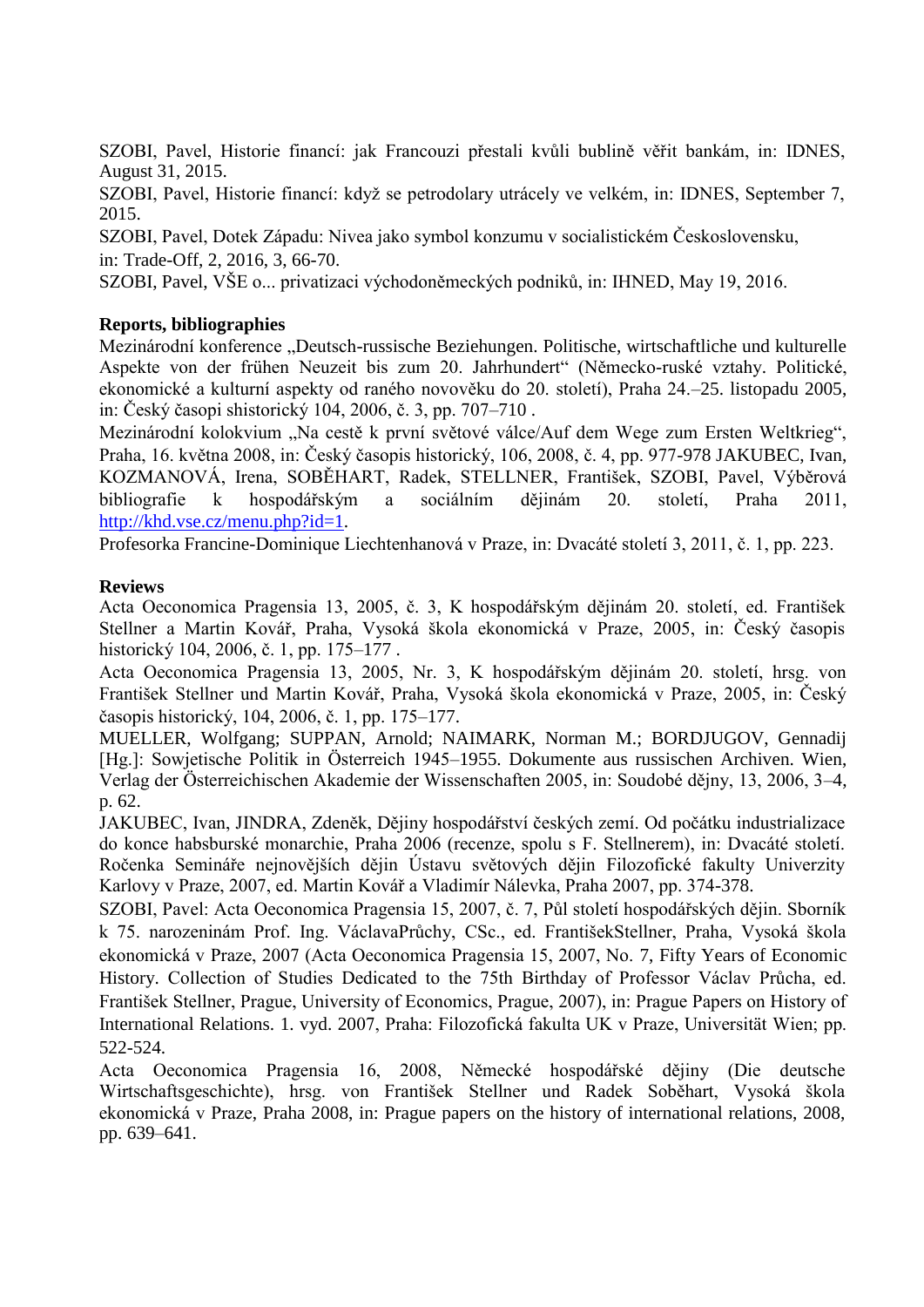SZOBI, Pavel, Historie financí: jak Francouzi přestali kvůli bublině věřit bankám, in: IDNES, August 31, 2015.
SZOBI, Pavel, Historie financí: když se petrodolary utrácely ve velkém, in: IDNES, September 7, 2015.
SZOBI, Pavel, Dotek Západu: Nivea jako symbol konzumu v socialistickém Československu, in: Trade-Off, 2, 2016, 3, 66-70.
SZOBI, Pavel, VŠE o... privatizaci východoněmeckých podniků, in: IHNED, May 19, 2016.

**Reports, bibliographies**

Mezinárodní konference „Deutsch-russische Beziehungen. Politische, wirtschaftliche und kulturelle Aspekte von der frühen Neuzeit bis zum 20. Jahrhundert“ (Německo-ruské vztahy. Politické, ekonomické a kulturní aspekty od raného novověku do 20. století), Praha 24.–25. listopadu 2005, in: Český časopi shistorický 104, 2006, č. 3, pp. 707–710 .
Mezinárodní kolokvium „Na cestě k první světové válce/Auf dem Wege zum Ersten Weltkrieg“, Praha, 16. května 2008, in: Český časopis historický, 106, 2008, č. 4, pp. 977-978 JAKUBEC, Ivan, KOZMANOVÁ, Irena, SOBĚHART, Radek, STELLNER, František, SZOBI, Pavel, Výběrová bibliografie k hospodářským a sociálním dějinám 20. století, Praha 2011, http://khd.vse.cz/menu.php?id=1.
Profesorka Francine-Dominique Liechtenhanová v Praze, in: Dvacáté století 3, 2011, č. 1, pp. 223.

**Reviews**

Acta Oeconomica Pragensia 13, 2005, č. 3, K hospodářským dějinám 20. století, ed. František Stellner a Martin Kovář, Praha, Vysoká škola ekonomická v Praze, 2005, in: Český časopis historický 104, 2006, č. 1, pp. 175–177 .
Acta Oeconomica Pragensia 13, 2005, Nr. 3, K hospodářským dějinám 20. století, hrsg. von František Stellner und Martin Kovář, Praha, Vysoká škola ekonomická v Praze, 2005, in: Český časopis historický, 104, 2006, č. 1, pp. 175–177.
MUELLER, Wolfgang; SUPPAN, Arnold; NAIMARK, Norman M.; BORDJUGOV, Gennadij [Hg.]: Sowjetische Politik in Österreich 1945–1955. Dokumente aus russischen Archiven. Wien, Verlag der Österreichischen Akademie der Wissenschaften 2005, in: Soudobé dějny, 13, 2006, 3–4, p. 62.
JAKUBEC, Ivan, JINDRA, Zdeněk, Dějiny hospodářství českých zemí. Od počátku industrializace do konce habsburské monarchie, Praha 2006 (recenze, spolu s F. Stellnerem), in: Dvacáté století. Ročenka Semináře nejnovějších dějin Ústavu světových dějin Filozofické fakulty Univerzity Karlovy v Praze, 2007, ed. Martin Kovář a Vladimír Nálevka, Praha 2007, pp. 374-378.
SZOBI, Pavel: Acta Oeconomica Pragensia 15, 2007, č. 7, Půl století hospodářských dějin. Sborník k 75. narozeninám Prof. Ing. VáclavaPrůchy, CSc., ed. FrantišekStellner, Praha, Vysoká škola ekonomická v Praze, 2007 (Acta Oeconomica Pragensia 15, 2007, No. 7, Fifty Years of Economic History. Collection of Studies Dedicated to the 75th Birthday of Professor Václav Průcha, ed. František Stellner, Prague, University of Economics, Prague, 2007), in: Prague Papers on History of International Relations. 1. vyd. 2007, Praha: Filozofická fakulta UK v Praze, Universität Wien; pp. 522-524.
Acta Oeconomica Pragensia 16, 2008, Německé hospodářské dějiny (Die deutsche Wirtschaftsgeschichte), hrsg. von František Stellner und Radek Soběhart, Vysoká škola ekonomická v Praze, Praha 2008, in: Prague papers on the history of international relations, 2008, pp. 639–641.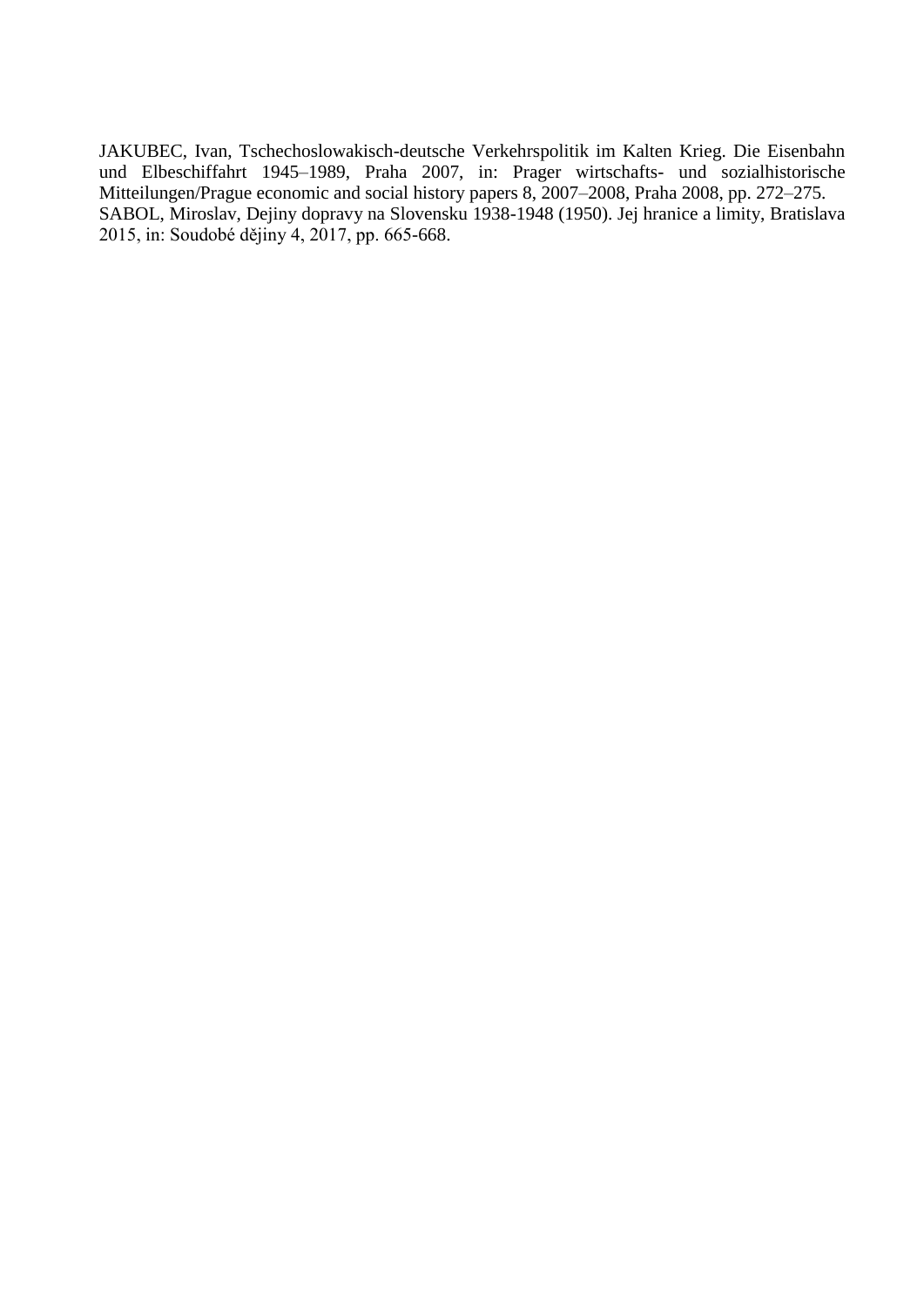JAKUBEC, Ivan, Tschechoslowakisch-deutsche Verkehrspolitik im Kalten Krieg. Die Eisenbahn und Elbeschiffahrt 1945–1989, Praha 2007, in: Prager wirtschafts- und sozialhistorische Mitteilungen/Prague economic and social history papers 8, 2007–2008, Praha 2008, pp. 272–275.

SABOL, Miroslav, Dejiny dopravy na Slovensku 1938-1948 (1950). Jej hranice a limity, Bratislava 2015, in: Soudobé dějiny 4, 2017, pp. 665-668.